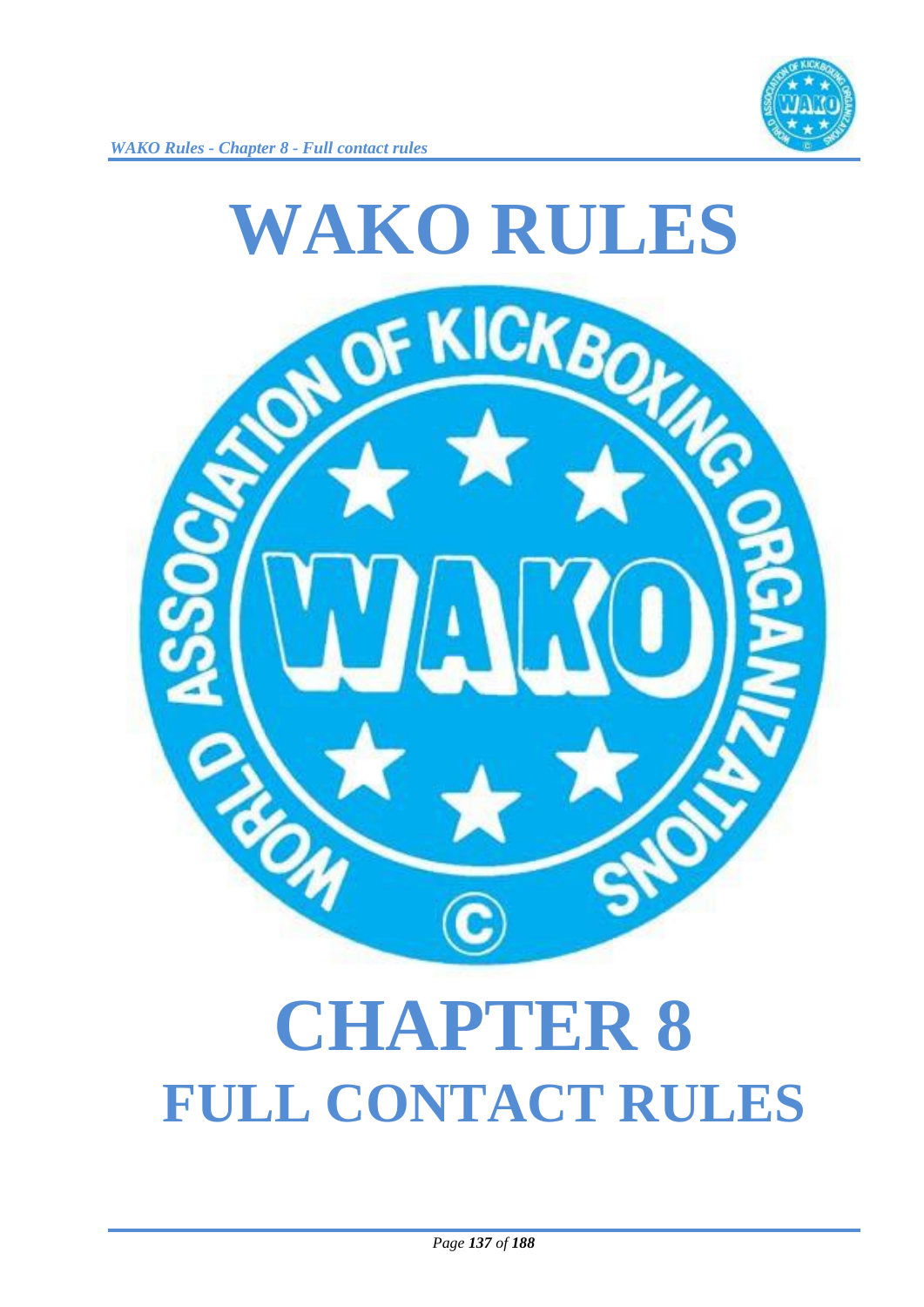# WAKO RULES

# CHAPTER 8

## FULL CONTACT RULES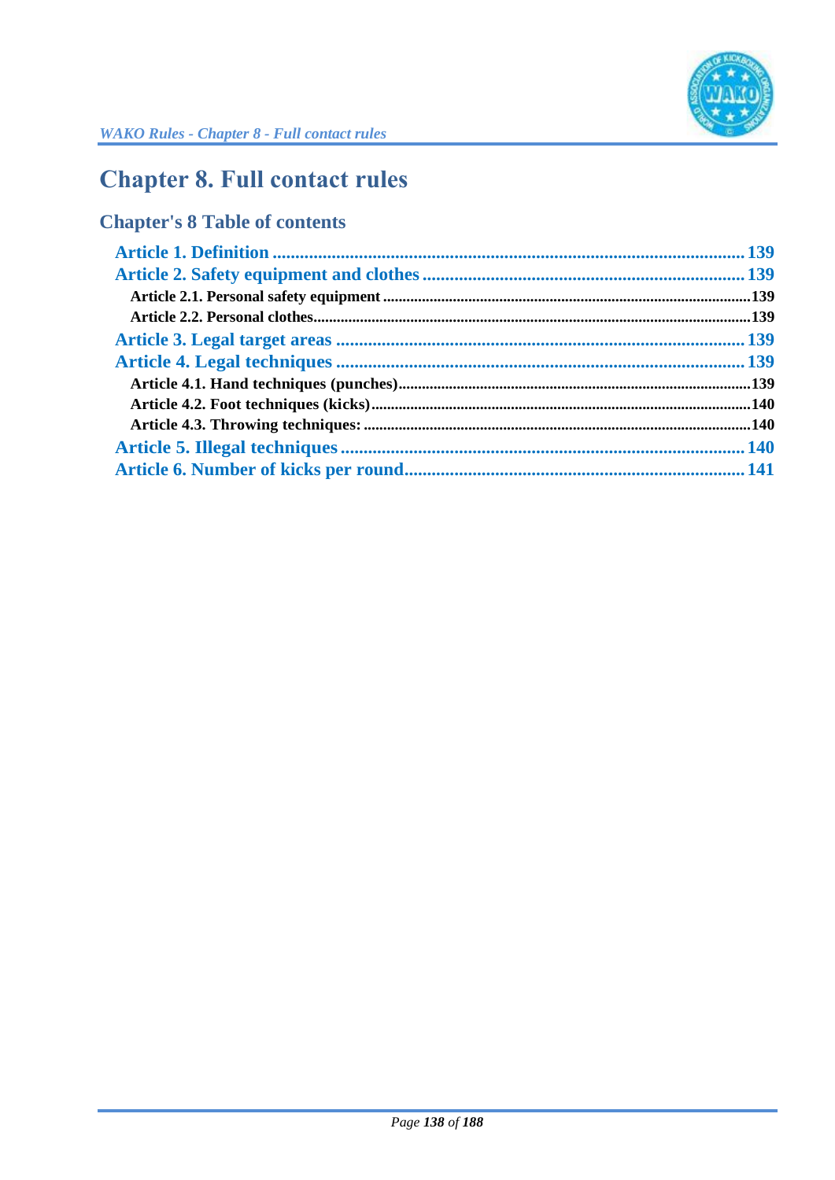# Chapter 8. Full contact rules

## Chapter's 8 Table of contents

- **Article 1. Definition** ..... 139
- **Article 2. Safety equipment and clothes** ..... 139
  - **Article 2.1. Personal safety equipment** ..... 139
  - **Article 2.2. Personal clothes** ..... 139
- **Article 3. Legal target areas** ..... 139
- **Article 4. Legal techniques** ..... 139
  - **Article 4.1. Hand techniques (punches)** ..... 139
  - **Article 4.2. Foot techniques (kicks)** ..... 140
  - **Article 4.3. Throwing techniques:** ..... 140
- **Article 5. Illegal techniques** ..... 140
- **Article 6. Number of kicks per round** ..... 141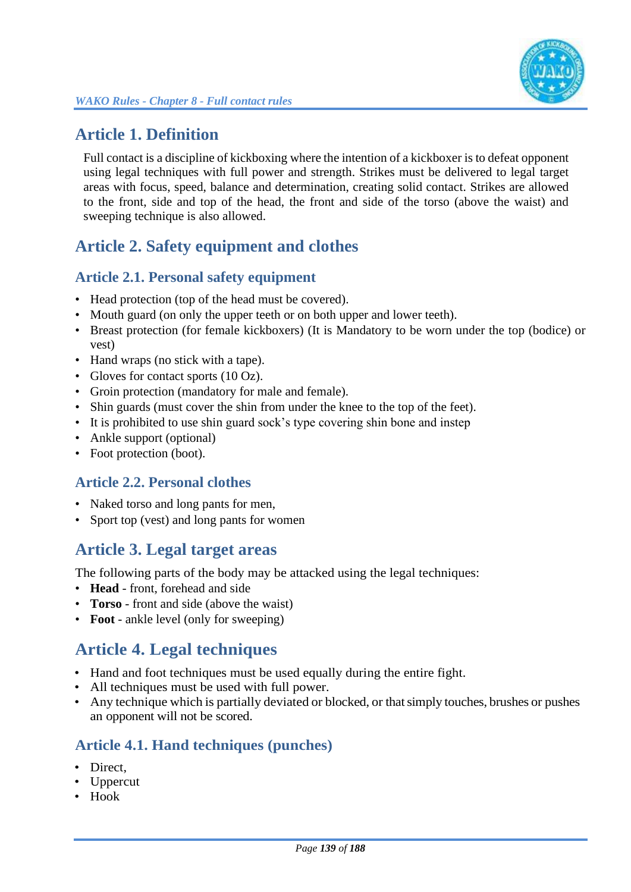## Article 1. Definition

Full contact is a discipline of kickboxing where the intention of a kickboxer is to defeat opponent using legal techniques with full power and strength. Strikes must be delivered to legal target areas with focus, speed, balance and determination, creating solid contact. Strikes are allowed to the front, side and top of the head, the front and side of the torso (above the waist) and sweeping technique is also allowed.

## Article 2. Safety equipment and clothes

### Article 2.1. Personal safety equipment

- Head protection (top of the head must be covered).
- Mouth guard (on only the upper teeth or on both upper and lower teeth).
- Breast protection (for female kickboxers) (It is Mandatory to be worn under the top (bodice) or vest)
- Hand wraps (no stick with a tape).
- Gloves for contact sports (10 Oz).
- Groin protection (mandatory for male and female).
- Shin guards (must cover the shin from under the knee to the top of the feet).
- It is prohibited to use shin guard sock's type covering shin bone and instep
- Ankle support (optional)
- Foot protection (boot).

### Article 2.2. Personal clothes

- Naked torso and long pants for men,
- Sport top (vest) and long pants for women

## Article 3. Legal target areas

The following parts of the body may be attacked using the legal techniques:

- **Head** - front, forehead and side
- **Torso** - front and side (above the waist)
- **Foot** - ankle level (only for sweeping)

## Article 4. Legal techniques

- Hand and foot techniques must be used equally during the entire fight.
- All techniques must be used with full power.
- Any technique which is partially deviated or blocked, or that simply touches, brushes or pushes an opponent will not be scored.

### Article 4.1. Hand techniques (punches)

- Direct,
- Uppercut
- Hook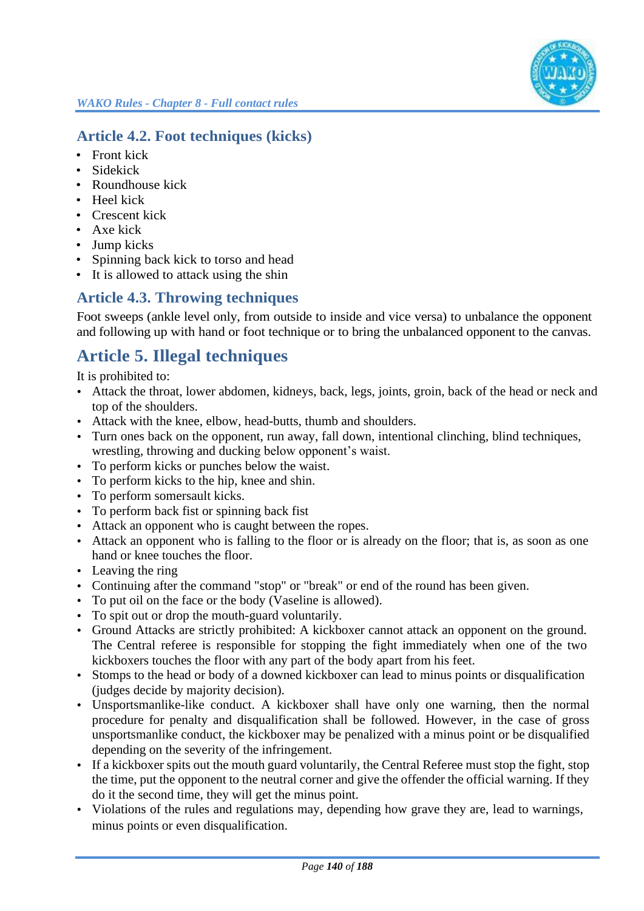### Article 4.2. Foot techniques (kicks)

- Front kick
- Sidekick
- Roundhouse kick
- Heel kick
- Crescent kick
- Axe kick
- Jump kicks
- Spinning back kick to torso and head
- It is allowed to attack using the shin

### Article 4.3. Throwing techniques

Foot sweeps (ankle level only, from outside to inside and vice versa) to unbalance the opponent and following up with hand or foot technique or to bring the unbalanced opponent to the canvas.

## Article 5. Illegal techniques

It is prohibited to:

- Attack the throat, lower abdomen, kidneys, back, legs, joints, groin, back of the head or neck and top of the shoulders.
- Attack with the knee, elbow, head-butts, thumb and shoulders.
- Turn ones back on the opponent, run away, fall down, intentional clinching, blind techniques, wrestling, throwing and ducking below opponent's waist.
- To perform kicks or punches below the waist.
- To perform kicks to the hip, knee and shin.
- To perform somersault kicks.
- To perform back fist or spinning back fist
- Attack an opponent who is caught between the ropes.
- Attack an opponent who is falling to the floor or is already on the floor; that is, as soon as one hand or knee touches the floor.
- Leaving the ring
- Continuing after the command "stop" or "break" or end of the round has been given.
- To put oil on the face or the body (Vaseline is allowed).
- To spit out or drop the mouth-guard voluntarily.
- Ground Attacks are strictly prohibited: A kickboxer cannot attack an opponent on the ground. The Central referee is responsible for stopping the fight immediately when one of the two kickboxers touches the floor with any part of the body apart from his feet.
- Stomps to the head or body of a downed kickboxer can lead to minus points or disqualification (judges decide by majority decision).
- Unsportsmanlike-like conduct. A kickboxer shall have only one warning, then the normal procedure for penalty and disqualification shall be followed. However, in the case of gross unsportsmanlike conduct, the kickboxer may be penalized with a minus point or be disqualified depending on the severity of the infringement.
- If a kickboxer spits out the mouth guard voluntarily, the Central Referee must stop the fight, stop the time, put the opponent to the neutral corner and give the offender the official warning. If they do it the second time, they will get the minus point.
- Violations of the rules and regulations may, depending how grave they are, lead to warnings, minus points or even disqualification.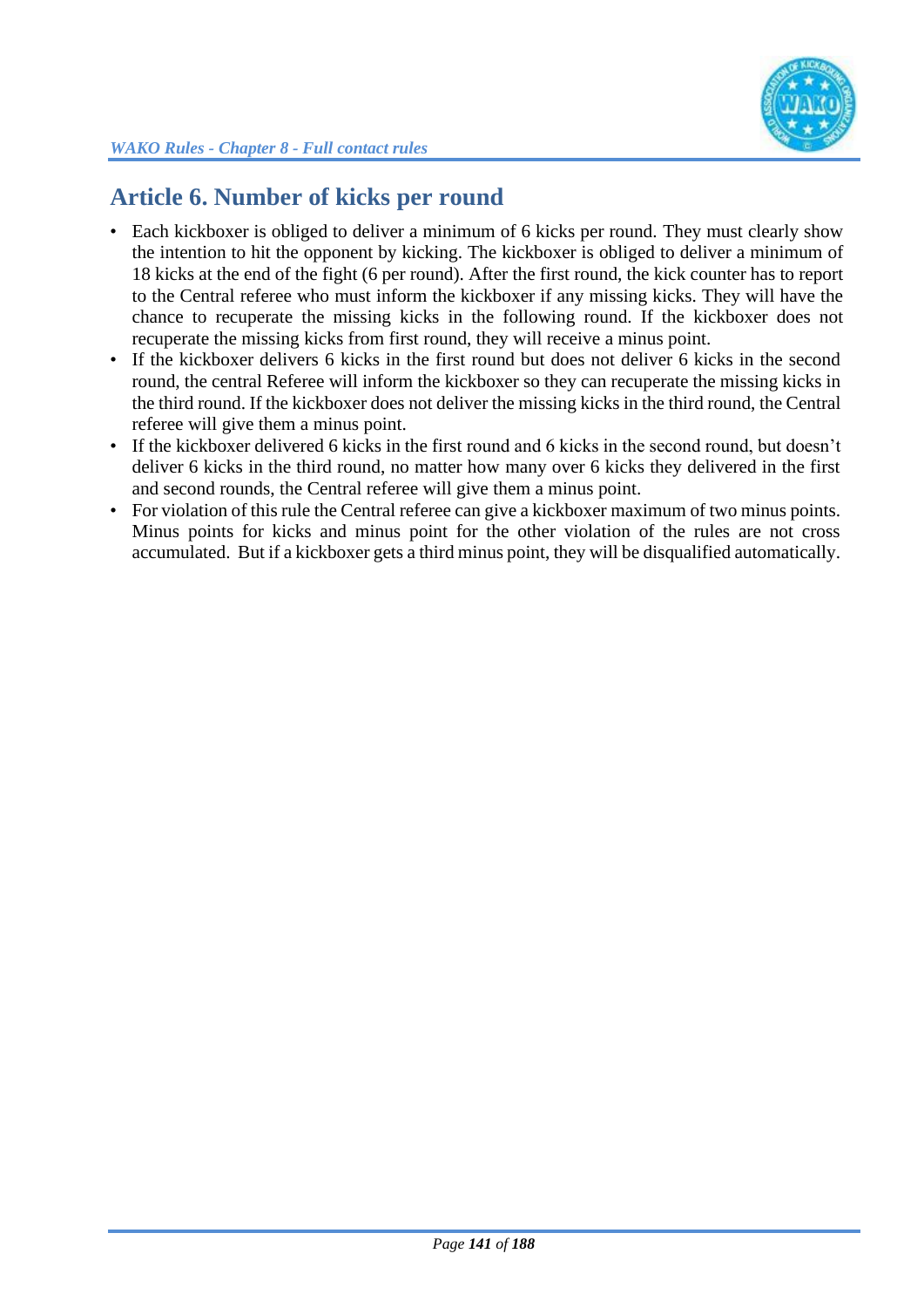## Article 6. Number of kicks per round

- Each kickboxer is obliged to deliver a minimum of 6 kicks per round. They must clearly show the intention to hit the opponent by kicking. The kickboxer is obliged to deliver a minimum of 18 kicks at the end of the fight (6 per round). After the first round, the kick counter has to report to the Central referee who must inform the kickboxer if any missing kicks. They will have the chance to recuperate the missing kicks in the following round. If the kickboxer does not recuperate the missing kicks from first round, they will receive a minus point.
- If the kickboxer delivers 6 kicks in the first round but does not deliver 6 kicks in the second round, the central Referee will inform the kickboxer so they can recuperate the missing kicks in the third round. If the kickboxer does not deliver the missing kicks in the third round, the Central referee will give them a minus point.
- If the kickboxer delivered 6 kicks in the first round and 6 kicks in the second round, but doesn't deliver 6 kicks in the third round, no matter how many over 6 kicks they delivered in the first and second rounds, the Central referee will give them a minus point.
- For violation of this rule the Central referee can give a kickboxer maximum of two minus points. Minus points for kicks and minus point for the other violation of the rules are not cross accumulated. But if a kickboxer gets a third minus point, they will be disqualified automatically.